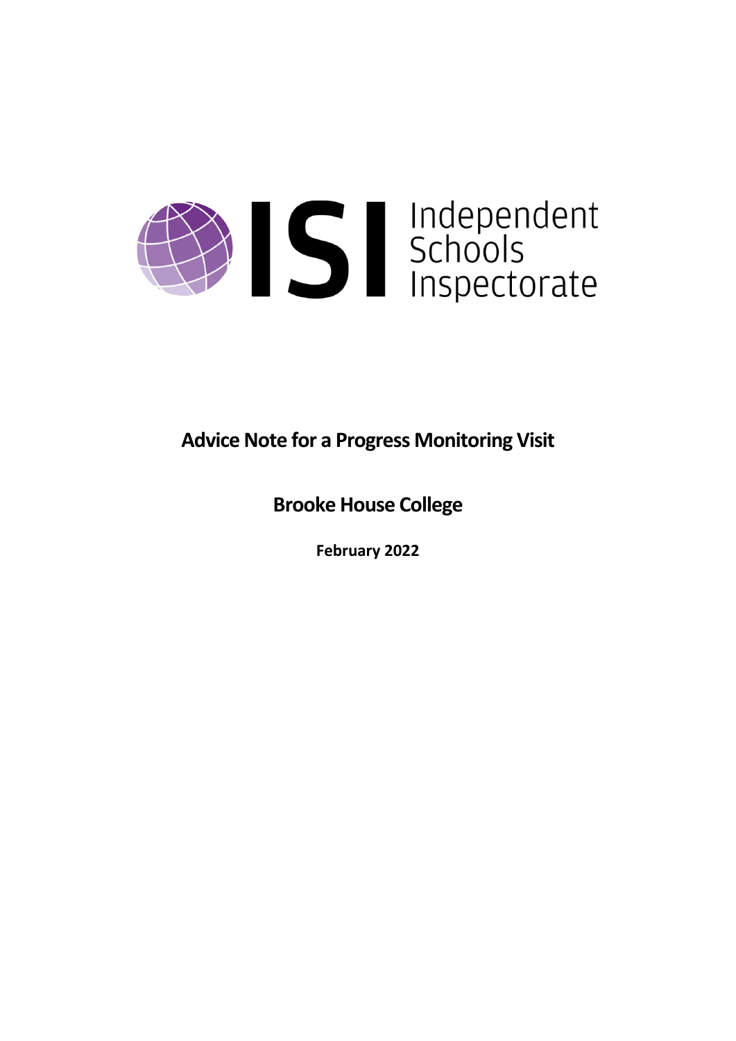ISI Independent Schools Inspectorate

# Advice Note for a Progress Monitoring Visit

## Brooke House College

**February 2022**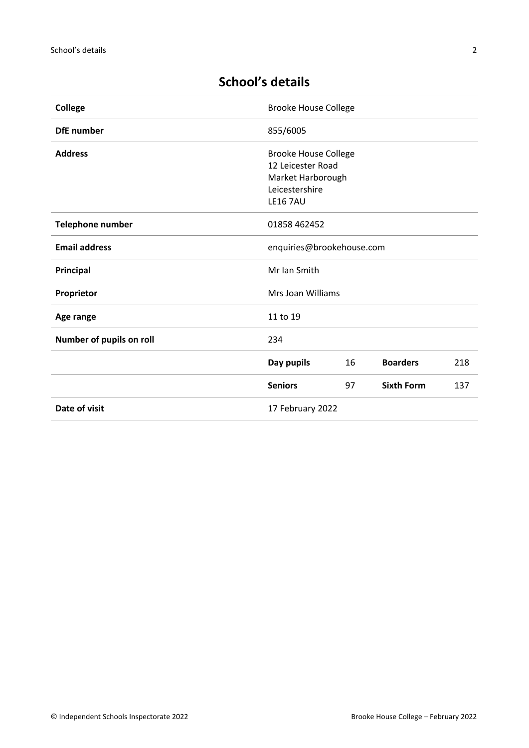## School's details

| | | | | |
|---|---|---|---|---|
| **College** | Brooke House College | | | |
| **DfE number** | 855/6005 | | | |
| **Address** | Brooke House College<br>12 Leicester Road<br>Market Harborough<br>Leicestershire<br>LE16 7AU | | | |
| **Telephone number** | 01858 462452 | | | |
| **Email address** | enquiries@brookehouse.com | | | |
| **Principal** | Mr Ian Smith | | | |
| **Proprietor** | Mrs Joan Williams | | | |
| **Age range** | 11 to 19 | | | |
| **Number of pupils on roll** | 234 | | | |
| | **Day pupils** | 16 | **Boarders** | 218 |
| | **Seniors** | 97 | **Sixth Form** | 137 |
| **Date of visit** | 17 February 2022 | | | |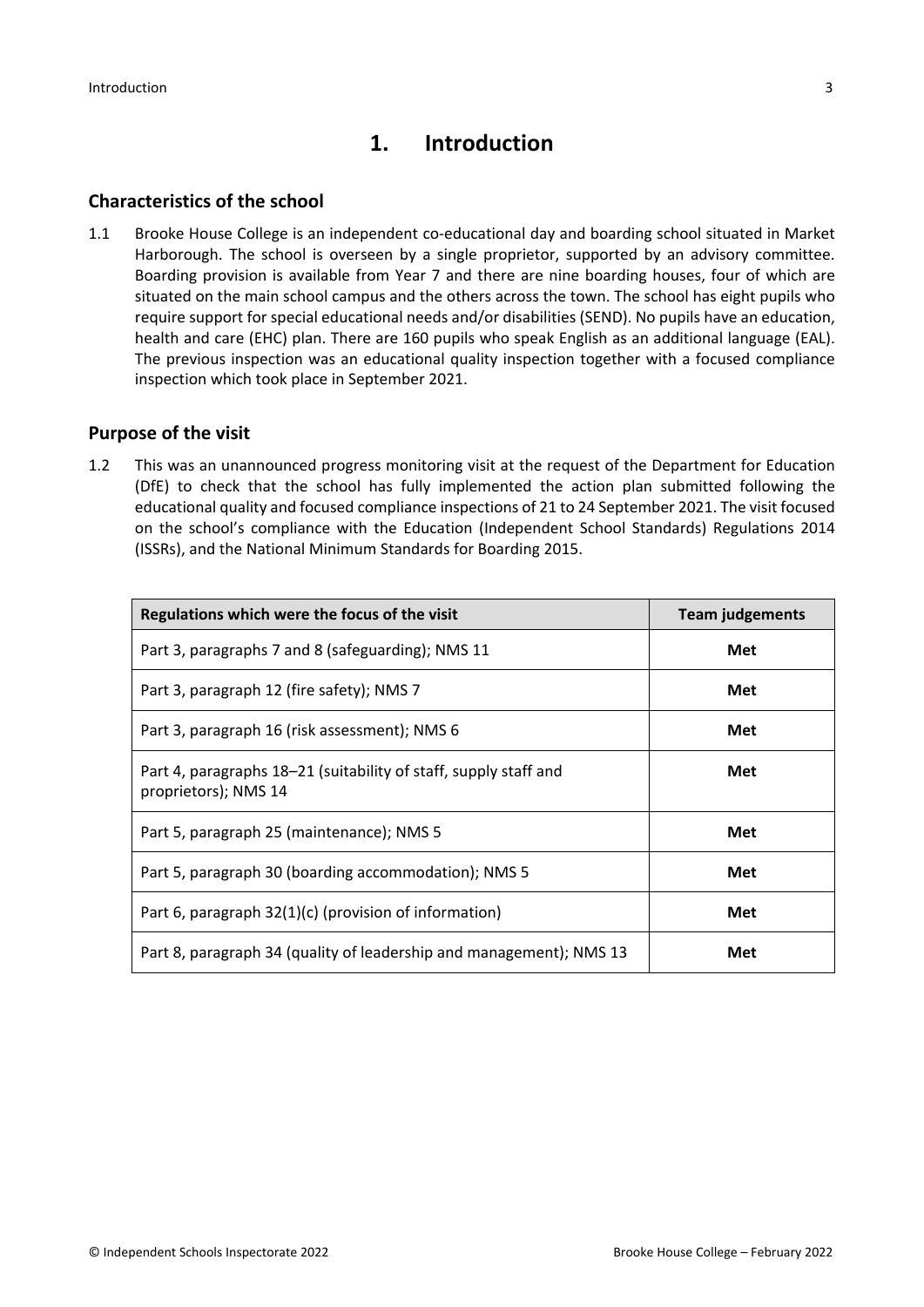# 1. Introduction

## Characteristics of the school

1.1 Brooke House College is an independent co-educational day and boarding school situated in Market Harborough. The school is overseen by a single proprietor, supported by an advisory committee. Boarding provision is available from Year 7 and there are nine boarding houses, four of which are situated on the main school campus and the others across the town. The school has eight pupils who require support for special educational needs and/or disabilities (SEND). No pupils have an education, health and care (EHC) plan. There are 160 pupils who speak English as an additional language (EAL). The previous inspection was an educational quality inspection together with a focused compliance inspection which took place in September 2021.

## Purpose of the visit

1.2 This was an unannounced progress monitoring visit at the request of the Department for Education (DfE) to check that the school has fully implemented the action plan submitted following the educational quality and focused compliance inspections of 21 to 24 September 2021. The visit focused on the school's compliance with the Education (Independent School Standards) Regulations 2014 (ISSRs), and the National Minimum Standards for Boarding 2015.

| Regulations which were the focus of the visit | Team judgements |
|---|---|
| Part 3, paragraphs 7 and 8 (safeguarding); NMS 11 | **Met** |
| Part 3, paragraph 12 (fire safety); NMS 7 | **Met** |
| Part 3, paragraph 16 (risk assessment); NMS 6 | **Met** |
| Part 4, paragraphs 18–21 (suitability of staff, supply staff and proprietors); NMS 14 | **Met** |
| Part 5, paragraph 25 (maintenance); NMS 5 | **Met** |
| Part 5, paragraph 30 (boarding accommodation); NMS 5 | **Met** |
| Part 6, paragraph 32(1)(c) (provision of information) | **Met** |
| Part 8, paragraph 34 (quality of leadership and management); NMS 13 | **Met** |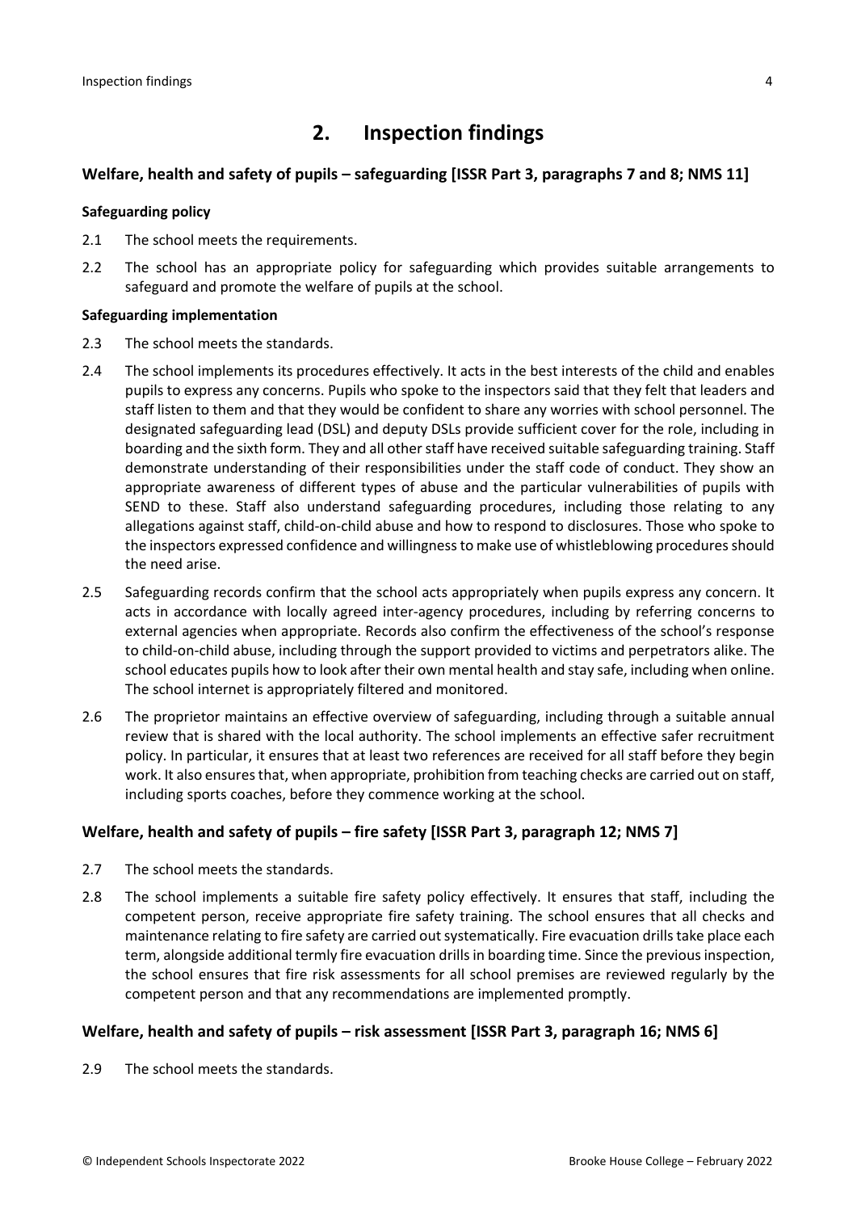## 2. Inspection findings

### Welfare, health and safety of pupils – safeguarding [ISSR Part 3, paragraphs 7 and 8; NMS 11]

#### Safeguarding policy

2.1 The school meets the requirements.

2.2 The school has an appropriate policy for safeguarding which provides suitable arrangements to safeguard and promote the welfare of pupils at the school.

#### Safeguarding implementation

2.3 The school meets the standards.

2.4 The school implements its procedures effectively. It acts in the best interests of the child and enables pupils to express any concerns. Pupils who spoke to the inspectors said that they felt that leaders and staff listen to them and that they would be confident to share any worries with school personnel. The designated safeguarding lead (DSL) and deputy DSLs provide sufficient cover for the role, including in boarding and the sixth form. They and all other staff have received suitable safeguarding training. Staff demonstrate understanding of their responsibilities under the staff code of conduct. They show an appropriate awareness of different types of abuse and the particular vulnerabilities of pupils with SEND to these. Staff also understand safeguarding procedures, including those relating to any allegations against staff, child-on-child abuse and how to respond to disclosures. Those who spoke to the inspectors expressed confidence and willingness to make use of whistleblowing procedures should the need arise.

2.5 Safeguarding records confirm that the school acts appropriately when pupils express any concern. It acts in accordance with locally agreed inter-agency procedures, including by referring concerns to external agencies when appropriate. Records also confirm the effectiveness of the school's response to child-on-child abuse, including through the support provided to victims and perpetrators alike. The school educates pupils how to look after their own mental health and stay safe, including when online. The school internet is appropriately filtered and monitored.

2.6 The proprietor maintains an effective overview of safeguarding, including through a suitable annual review that is shared with the local authority. The school implements an effective safer recruitment policy. In particular, it ensures that at least two references are received for all staff before they begin work. It also ensures that, when appropriate, prohibition from teaching checks are carried out on staff, including sports coaches, before they commence working at the school.

### Welfare, health and safety of pupils – fire safety [ISSR Part 3, paragraph 12; NMS 7]

2.7 The school meets the standards.

2.8 The school implements a suitable fire safety policy effectively. It ensures that staff, including the competent person, receive appropriate fire safety training. The school ensures that all checks and maintenance relating to fire safety are carried out systematically. Fire evacuation drills take place each term, alongside additional termly fire evacuation drills in boarding time. Since the previous inspection, the school ensures that fire risk assessments for all school premises are reviewed regularly by the competent person and that any recommendations are implemented promptly.

### Welfare, health and safety of pupils – risk assessment [ISSR Part 3, paragraph 16; NMS 6]

2.9 The school meets the standards.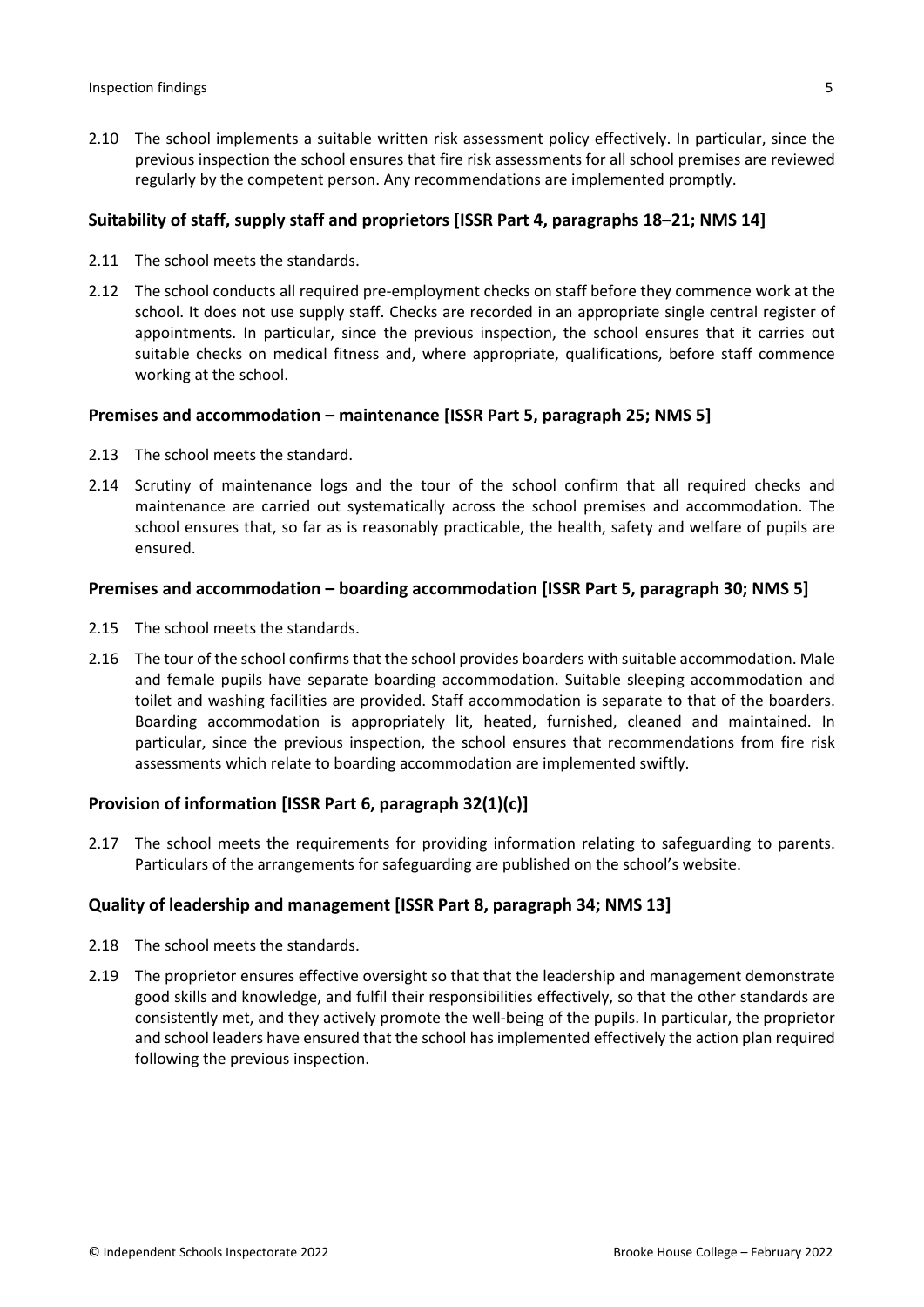2.10 The school implements a suitable written risk assessment policy effectively. In particular, since the previous inspection the school ensures that fire risk assessments for all school premises are reviewed regularly by the competent person. Any recommendations are implemented promptly.

### Suitability of staff, supply staff and proprietors [ISSR Part 4, paragraphs 18–21; NMS 14]

2.11 The school meets the standards.

2.12 The school conducts all required pre-employment checks on staff before they commence work at the school. It does not use supply staff. Checks are recorded in an appropriate single central register of appointments. In particular, since the previous inspection, the school ensures that it carries out suitable checks on medical fitness and, where appropriate, qualifications, before staff commence working at the school.

### Premises and accommodation – maintenance [ISSR Part 5, paragraph 25; NMS 5]

2.13 The school meets the standard.

2.14 Scrutiny of maintenance logs and the tour of the school confirm that all required checks and maintenance are carried out systematically across the school premises and accommodation. The school ensures that, so far as is reasonably practicable, the health, safety and welfare of pupils are ensured.

### Premises and accommodation – boarding accommodation [ISSR Part 5, paragraph 30; NMS 5]

2.15 The school meets the standards.

2.16 The tour of the school confirms that the school provides boarders with suitable accommodation. Male and female pupils have separate boarding accommodation. Suitable sleeping accommodation and toilet and washing facilities are provided. Staff accommodation is separate to that of the boarders. Boarding accommodation is appropriately lit, heated, furnished, cleaned and maintained. In particular, since the previous inspection, the school ensures that recommendations from fire risk assessments which relate to boarding accommodation are implemented swiftly.

### Provision of information [ISSR Part 6, paragraph 32(1)(c)]

2.17 The school meets the requirements for providing information relating to safeguarding to parents. Particulars of the arrangements for safeguarding are published on the school's website.

### Quality of leadership and management [ISSR Part 8, paragraph 34; NMS 13]

2.18 The school meets the standards.

2.19 The proprietor ensures effective oversight so that that the leadership and management demonstrate good skills and knowledge, and fulfil their responsibilities effectively, so that the other standards are consistently met, and they actively promote the well-being of the pupils. In particular, the proprietor and school leaders have ensured that the school has implemented effectively the action plan required following the previous inspection.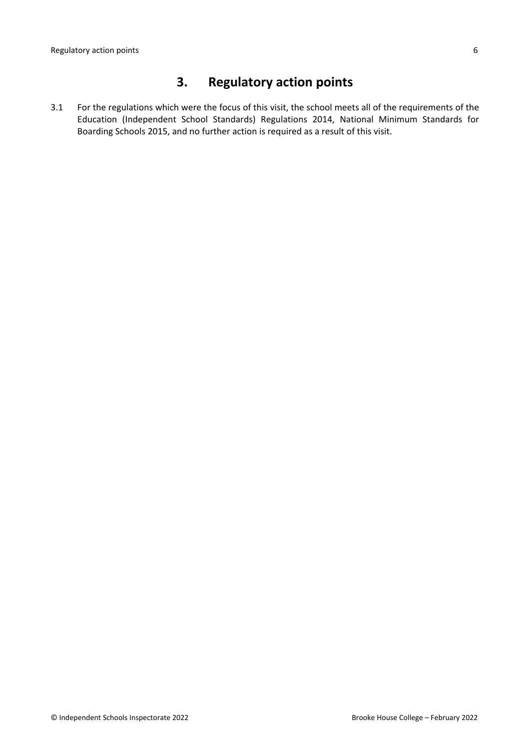## 3. Regulatory action points

3.1 For the regulations which were the focus of this visit, the school meets all of the requirements of the Education (Independent School Standards) Regulations 2014, National Minimum Standards for Boarding Schools 2015, and no further action is required as a result of this visit.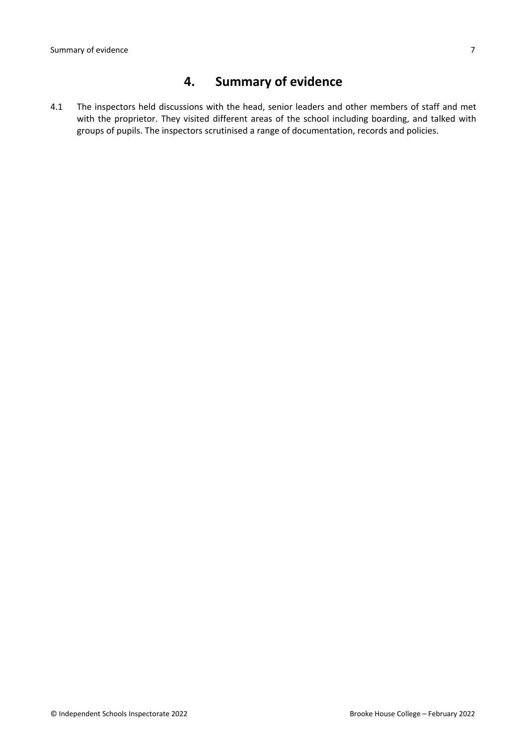## 4. Summary of evidence

4.1 The inspectors held discussions with the head, senior leaders and other members of staff and met with the proprietor. They visited different areas of the school including boarding, and talked with groups of pupils. The inspectors scrutinised a range of documentation, records and policies.